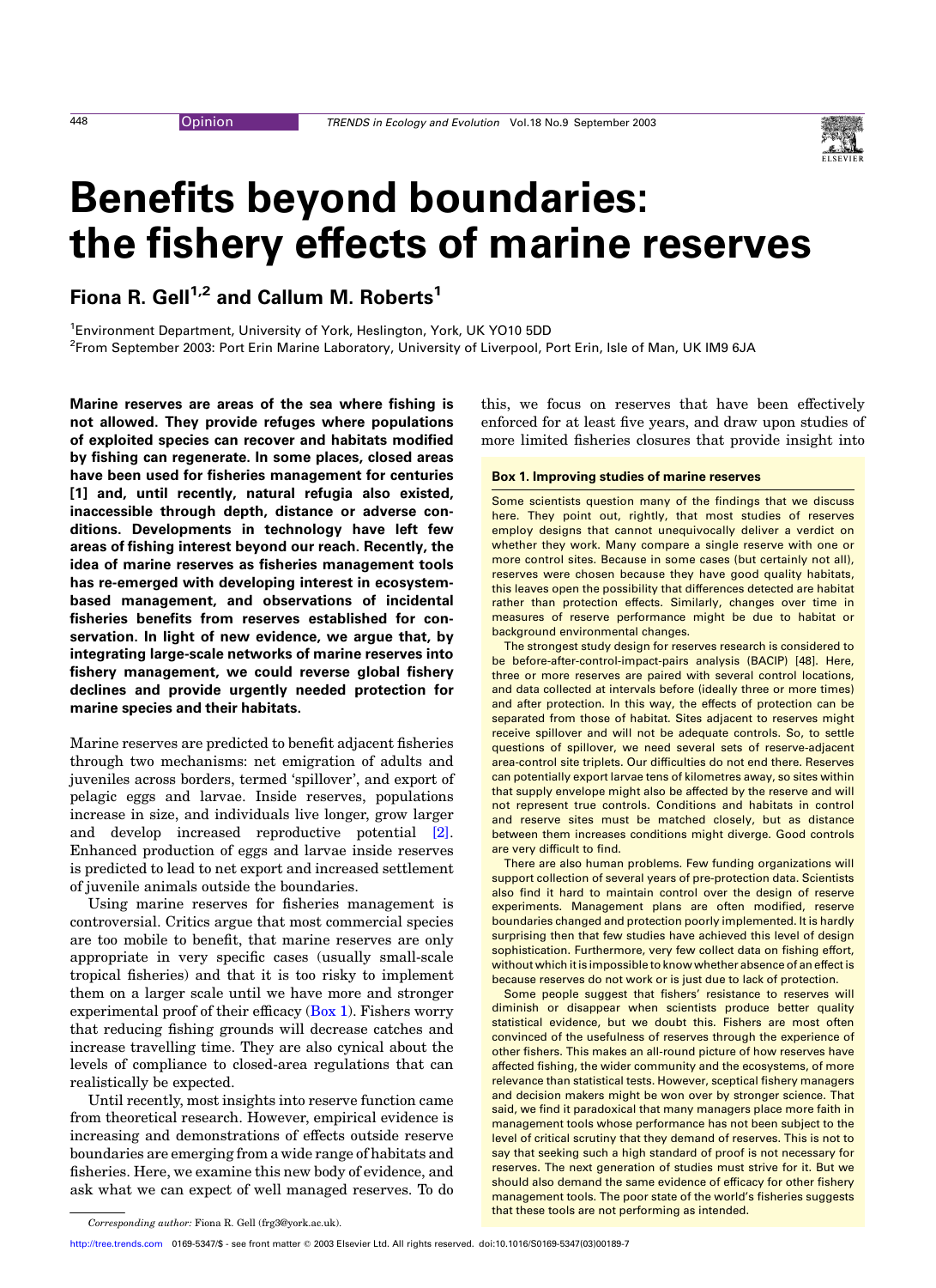# Benefits beyond boundaries: the fishery effects of marine reserves

**Fiona R. Gell[1,2] and Callum M. Roberts[1]**

[1]Environment Department, University of York, Heslington, York, UK YO10 5DD
[2]From September 2003: Port Erin Marine Laboratory, University of Liverpool, Port Erin, Isle of Man, UK IM9 6JA

**Marine reserves are areas of the sea where fishing is not allowed. They provide refuges where populations of exploited species can recover and habitats modified by fishing can regenerate. In some places, closed areas have been used for fisheries management for centuries [1] and, until recently, natural refugia also existed, inaccessible through depth, distance or adverse conditions. Developments in technology have left few areas of fishing interest beyond our reach. Recently, the idea of marine reserves as fisheries management tools has re-emerged with developing interest in ecosystem-based management, and observations of incidental fisheries benefits from reserves established for conservation. In light of new evidence, we argue that, by integrating large-scale networks of marine reserves into fishery management, we could reverse global fishery declines and provide urgently needed protection for marine species and their habitats.**

Marine reserves are predicted to benefit adjacent fisheries through two mechanisms: net emigration of adults and juveniles across borders, termed 'spillover', and export of pelagic eggs and larvae. Inside reserves, populations increase in size, and individuals live longer, grow larger and develop increased reproductive potential [2]. Enhanced production of eggs and larvae inside reserves is predicted to lead to net export and increased settlement of juvenile animals outside the boundaries.

Using marine reserves for fisheries management is controversial. Critics argue that most commercial species are too mobile to benefit, that marine reserves are only appropriate in very specific cases (usually small-scale tropical fisheries) and that it is too risky to implement them on a larger scale until we have more and stronger experimental proof of their efficacy (Box 1). Fishers worry that reducing fishing grounds will decrease catches and increase travelling time. They are also cynical about the levels of compliance to closed-area regulations that can realistically be expected.

Until recently, most insights into reserve function came from theoretical research. However, empirical evidence is increasing and demonstrations of effects outside reserve boundaries are emerging from a wide range of habitats and fisheries. Here, we examine this new body of evidence, and ask what we can expect of well managed reserves. To do this, we focus on reserves that have been effectively enforced for at least five years, and draw upon studies of more limited fisheries closures that provide insight into

### Box 1. Improving studies of marine reserves

Some scientists question many of the findings that we discuss here. They point out, rightly, that most studies of reserves employ designs that cannot unequivocally deliver a verdict on whether they work. Many compare a single reserve with one or more control sites. Because in some cases (but certainly not all), reserves were chosen because they have good quality habitats, this leaves open the possibility that differences detected are habitat rather than protection effects. Similarly, changes over time in measures of reserve performance might be due to habitat or background environmental changes.

The strongest study design for reserves research is considered to be before-after-control-impact-pairs analysis (BACIP) [48]. Here, three or more reserves are paired with several control locations, and data collected at intervals before (ideally three or more times) and after protection. In this way, the effects of protection can be separated from those of habitat. Sites adjacent to reserves might receive spillover and will not be adequate controls. So, to settle questions of spillover, we need several sets of reserve-adjacent area-control site triplets. Our difficulties do not end there. Reserves can potentially export larvae tens of kilometres away, so sites within that supply envelope might also be affected by the reserve and will not represent true controls. Conditions and habitats in control and reserve sites must be matched closely, but as distance between them increases conditions might diverge. Good controls are very difficult to find.

There are also human problems. Few funding organizations will support collection of several years of pre-protection data. Scientists also find it hard to maintain control over the design of reserve experiments. Management plans are often modified, reserve boundaries changed and protection poorly implemented. It is hardly surprising then that few studies have achieved this level of design sophistication. Furthermore, very few collect data on fishing effort, without which it is impossible to know whether absence of an effect is because reserves do not work or is just due to lack of protection.

Some people suggest that fishers' resistance to reserves will diminish or disappear when scientists produce better quality statistical evidence, but we doubt this. Fishers are most often convinced of the usefulness of reserves through the experience of other fishers. This makes an all-round picture of how reserves have affected fishing, the wider community and the ecosystems, of more relevance than statistical tests. However, sceptical fishery managers and decision makers might be won over by stronger science. That said, we find it paradoxical that many managers place more faith in management tools whose performance has not been subject to the level of critical scrutiny that they demand of reserves. This is not to say that seeking such a high standard of proof is not necessary for reserves. The next generation of studies must strive for it. But we should also demand the same evidence of efficacy for other fishery management tools. The poor state of the world's fisheries suggests that these tools are not performing as intended.

*Corresponding author:* Fiona R. Gell (frg3@york.ac.uk).

http://tree.trends.com 0169-5347/$ - see front matter © 2003 Elsevier Ltd. All rights reserved. doi:10.1016/S0169-5347(03)00189-7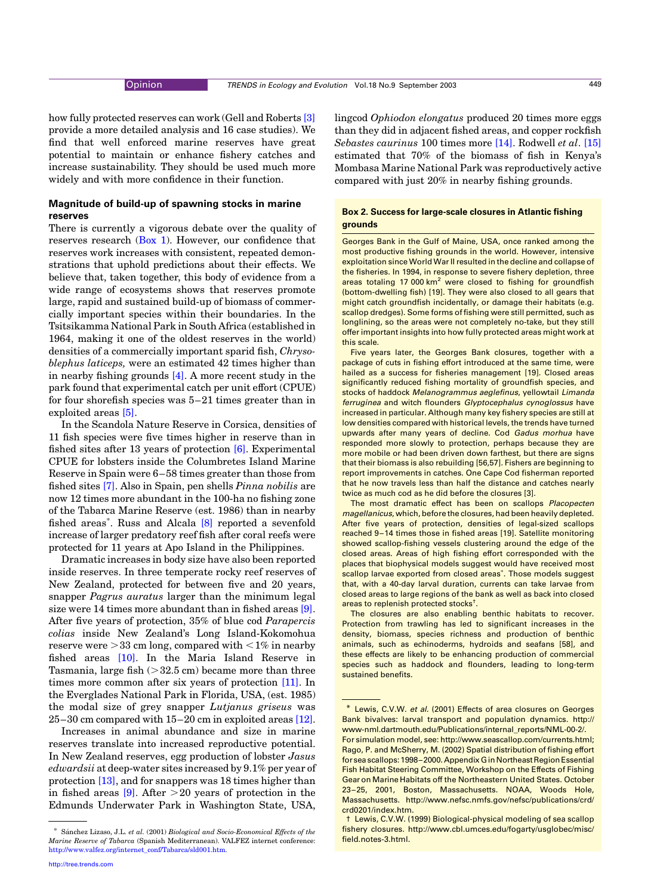how fully protected reserves can work (Gell and Roberts [3] provide a more detailed analysis and 16 case studies). We find that well enforced marine reserves have great potential to maintain or enhance fishery catches and increase sustainability. They should be used much more widely and with more confidence in their function.

## Magnitude of build-up of spawning stocks in marine reserves

There is currently a vigorous debate over the quality of reserves research (Box 1). However, our confidence that reserves work increases with consistent, repeated demonstrations that uphold predictions about their effects. We believe that, taken together, this body of evidence from a wide range of ecosystems shows that reserves promote large, rapid and sustained build-up of biomass of commercially important species within their boundaries. In the Tsitsikamma National Park in South Africa (established in 1964, making it one of the oldest reserves in the world) densities of a commercially important sparid fish, *Chrysoblephus laticeps,* were an estimated 42 times higher than in nearby fishing grounds [4]. A more recent study in the park found that experimental catch per unit effort (CPUE) for four shorefish species was 5–21 times greater than in exploited areas [5].

In the Scandola Nature Reserve in Corsica, densities of 11 fish species were five times higher in reserve than in fished sites after 13 years of protection [6]. Experimental CPUE for lobsters inside the Columbretes Island Marine Reserve in Spain were 6–58 times greater than those from fished sites [7]. Also in Spain, pen shells *Pinna nobilis* are now 12 times more abundant in the 100-ha no fishing zone of the Tabarca Marine Reserve (est. 1986) than in nearby fished areas*. Russ and Alcala [8] reported a sevenfold increase of larger predatory reef fish after coral reefs were protected for 11 years at Apo Island in the Philippines.

Dramatic increases in body size have also been reported inside reserves. In three temperate rocky reef reserves of New Zealand, protected for between five and 20 years, snapper *Pagrus auratus* larger than the minimum legal size were 14 times more abundant than in fished areas [9]. After five years of protection, 35% of blue cod *Parapercis colias* inside New Zealand's Long Island-Kokomohua reserve were >33 cm long, compared with <1% in nearby fished areas [10]. In the Maria Island Reserve in Tasmania, large fish (>32.5 cm) became more than three times more common after six years of protection [11]. In the Everglades National Park in Florida, USA, (est. 1985) the modal size of grey snapper *Lutjanus griseus* was 25–30 cm compared with 15–20 cm in exploited areas [12].

Increases in animal abundance and size in marine reserves translate into increased reproductive potential. In New Zealand reserves, egg production of lobster *Jasus edwardsii* at deep-water sites increased by 9.1% per year of protection [13], and for snappers was 18 times higher than in fished areas [9]. After >20 years of protection in the Edmunds Underwater Park in Washington State, USA, lingcod *Ophiodon elongatus* produced 20 times more eggs than they did in adjacent fished areas, and copper rockfish *Sebastes caurinus* 100 times more [14]. Rodwell *et al.* [15] estimated that 70% of the biomass of fish in Kenya's Mombasa Marine National Park was reproductively active compared with just 20% in nearby fishing grounds.

* Sánchez Lizaso, J.L. *et al.* (2001) *Biological and Socio-Economical Effects of the Marine Reserve of Tabarca* (Spanish Mediterranean). VALFEZ internet conference: http://www.valfez.org/internet_conf/Tabarca/sld001.htm.

### Box 2. Success for large-scale closures in Atlantic fishing grounds

Georges Bank in the Gulf of Maine, USA, once ranked among the most productive fishing grounds in the world. However, intensive exploitation since World War II resulted in the decline and collapse of the fisheries. In 1994, in response to severe fishery depletion, three areas totaling 17 000 km$^2$ were closed to fishing for groundfish (bottom-dwelling fish) [19]. They were also closed to all gears that might catch groundfish incidentally, or damage their habitats (e.g. scallop dredges). Some forms of fishing were still permitted, such as longlining, so the areas were not completely no-take, but they still offer important insights into how fully protected areas might work at this scale.

Five years later, the Georges Bank closures, together with a package of cuts in fishing effort introduced at the same time, were hailed as a success for fisheries management [19]. Closed areas significantly reduced fishing mortality of groundfish species, and stocks of haddock *Melanogrammus aeglefinus*, yellowtail *Limanda ferruginea* and witch flounders *Glyptocephalus cynoglossus* have increased in particular. Although many key fishery species are still at low densities compared with historical levels, the trends have turned upwards after many years of decline. Cod *Gadus morhua* have responded more slowly to protection, perhaps because they are more mobile or had been driven down farthest, but there are signs that their biomass is also rebuilding [56,57]. Fishers are beginning to report improvements in catches. One Cape Cod fisherman reported that he now travels less than half the distance and catches nearly twice as much cod as he did before the closures [3].

The most dramatic effect has been on scallops *Placopecten magellanicus*, which, before the closures, had been heavily depleted. After five years of protection, densities of legal-sized scallops reached 9–14 times those in fished areas [19]. Satellite monitoring showed scallop-fishing vessels clustering around the edge of the closed areas. Areas of high fishing effort corresponded with the places that biophysical models suggest would have received most scallop larvae exported from closed areas*. Those models suggest that, with a 40-day larval duration, currents can take larvae from closed areas to large regions of the bank as well as back into closed areas to replenish protected stocks†.

The closures are also enabling benthic habitats to recover. Protection from trawling has led to significant increases in the density, biomass, species richness and production of benthic animals, such as echinoderms, hydroids and seafans [58], and these effects are likely to be enhancing production of commercial species such as haddock and flounders, leading to long-term sustained benefits.

* Lewis, C.V.W. *et al.* (2001) Effects of area closures on Georges Bank bivalves: larval transport and population dynamics. http://www-nml.dartmouth.edu/Publications/internal_reports/NML-00-2/. For simulation model, see: http://www.seascallop.com/currents.html; Rago, P. and McSherry, M. (2002) Spatial distribution of fishing effort for sea scallops: 1998–2000. Appendix G in Northeast Region Essential Fish Habitat Steering Committee, Workshop on the Effects of Fishing Gear on Marine Habitats off the Northeastern United States. October 23–25, 2001, Boston, Massachusetts. NOAA, Woods Hole, Massachusetts. http://www.nefsc.nmfs.gov/nefsc/publications/crd/crd0201/index.htm.

† Lewis, C.V.W. (1999) Biological-physical modeling of sea scallop fishery closures. http://www.cbl.umces.edu/fogarty/usglobec/misc/field.notes-3.html.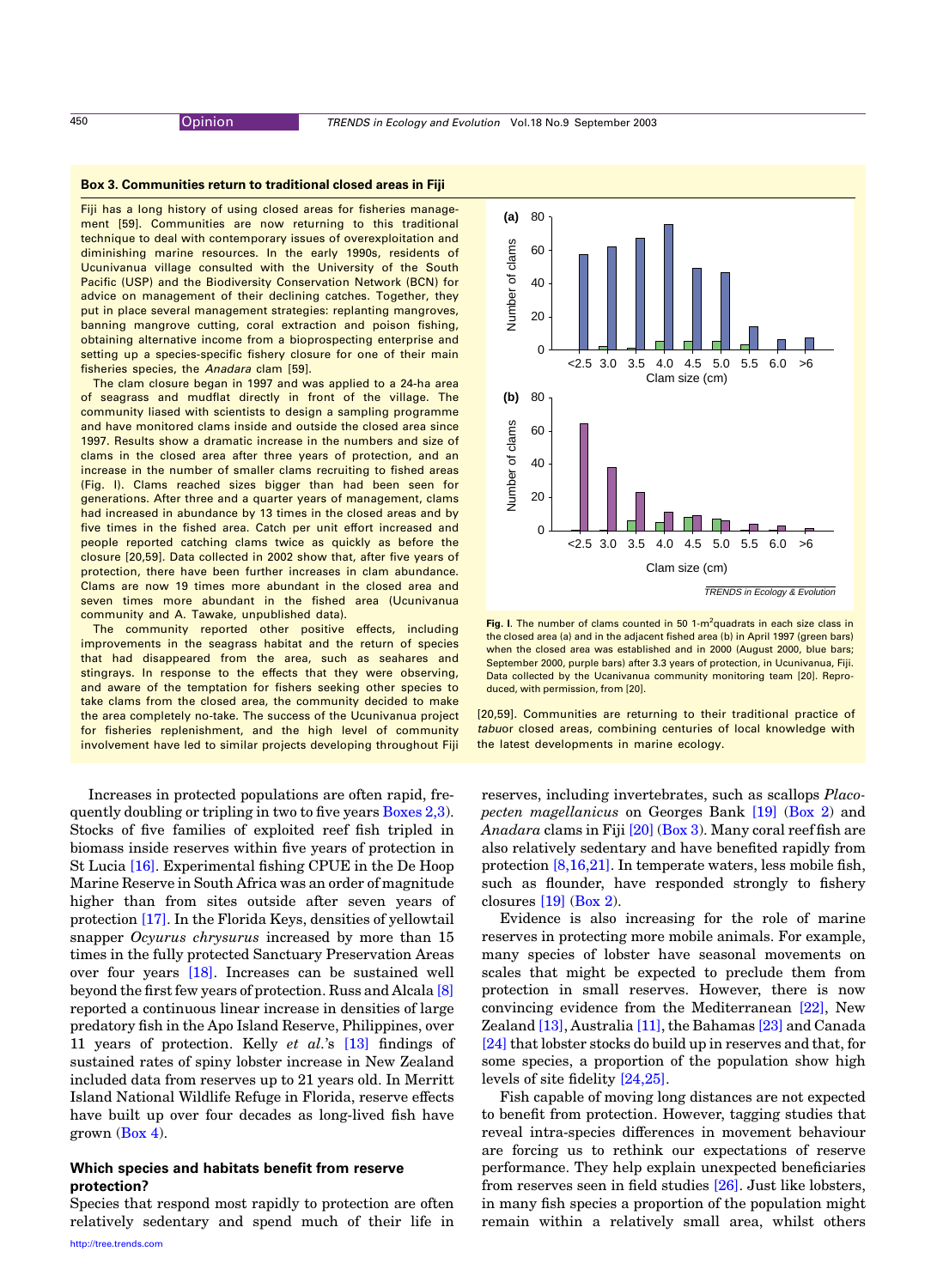### Box 3. Communities return to traditional closed areas in Fiji

Fiji has a long history of using closed areas for fisheries management [59]. Communities are now returning to this traditional technique to deal with contemporary issues of overexploitation and diminishing marine resources. In the early 1990s, residents of Ucunivanua village consulted with the University of the South Pacific (USP) and the Biodiversity Conservation Network (BCN) for advice on management of their declining catches. Together, they put in place several management strategies: replanting mangroves, banning mangrove cutting, coral extraction and poison fishing, obtaining alternative income from a bioprospecting enterprise and setting up a species-specific fishery closure for one of their main fisheries species, the *Anadara* clam [59].

The clam closure began in 1997 and was applied to a 24-ha area of seagrass and mudflat directly in front of the village. The community liased with scientists to design a sampling programme and have monitored clams inside and outside the closed area since 1997. Results show a dramatic increase in the numbers and size of clams in the closed area after three years of protection, and an increase in the number of smaller clams recruiting to fished areas (Fig. I). Clams reached sizes bigger than had been seen for generations. After three and a quarter years of management, clams had increased in abundance by 13 times in the closed areas and by five times in the fished area. Catch per unit effort increased and people reported catching clams twice as quickly as before the closure [20,59]. Data collected in 2002 show that, after five years of protection, there have been further increases in clam abundance. Clams are now 19 times more abundant in the closed area and seven times more abundant in the fished area (Ucunivanua community and A. Tawake, unpublished data).

The community reported other positive effects, including improvements in the seagrass habitat and the return of species that had disappeared from the area, such as seahares and stingrays. In response to the effects that they were observing, and aware of the temptation for fishers seeking other species to take clams from the closed area, the community decided to make the area completely no-take. The success of the Ucunivanua project for fisheries replenishment, and the high level of community involvement have led to similar projects developing throughout Fiji [20,59]. Communities are returning to their traditional practice of *tabu*or closed areas, combining centuries of local knowledge with the latest developments in marine ecology.

**Fig. I.** The number of clams counted in 50 1-m$^2$quadrats in each size class in the closed area (a) and in the adjacent fished area (b) in April 1997 (green bars) when the closed area was established and in 2000 (August 2000, blue bars; September 2000, purple bars) after 3.3 years of protection, in Ucunivanua, Fiji. Data collected by the Ucanivanua community monitoring team [20]. Reproduced, with permission, from [20].

Increases in protected populations are often rapid, frequently doubling or tripling in two to five years Boxes 2,3). Stocks of five families of exploited reef fish tripled in biomass inside reserves within five years of protection in St Lucia [16]. Experimental fishing CPUE in the De Hoop Marine Reserve in South Africa was an order of magnitude higher than from sites outside after seven years of protection [17]. In the Florida Keys, densities of yellowtail snapper *Ocyurus chrysurus* increased by more than 15 times in the fully protected Sanctuary Preservation Areas over four years [18]. Increases can be sustained well beyond the first few years of protection. Russ and Alcala [8] reported a continuous linear increase in densities of large predatory fish in the Apo Island Reserve, Philippines, over 11 years of protection. Kelly *et al.*'s [13] findings of sustained rates of spiny lobster increase in New Zealand included data from reserves up to 21 years old. In Merritt Island National Wildlife Refuge in Florida, reserve effects have built up over four decades as long-lived fish have grown (Box 4).

#### Which species and habitats benefit from reserve protection?

Species that respond most rapidly to protection are often relatively sedentary and spend much of their life in reserves, including invertebrates, such as scallops *Placopecten magellanicus* on Georges Bank [19] (Box 2) and *Anadara* clams in Fiji [20] (Box 3). Many coral reef fish are also relatively sedentary and have benefited rapidly from protection [8,16,21]. In temperate waters, less mobile fish, such as flounder, have responded strongly to fishery closures [19] (Box 2).

Evidence is also increasing for the role of marine reserves in protecting more mobile animals. For example, many species of lobster have seasonal movements on scales that might be expected to preclude them from protection in small reserves. However, there is now convincing evidence from the Mediterranean [22], New Zealand [13], Australia [11], the Bahamas [23] and Canada [24] that lobster stocks do build up in reserves and that, for some species, a proportion of the population show high levels of site fidelity [24,25].

Fish capable of moving long distances are not expected to benefit from protection. However, tagging studies that reveal intra-species differences in movement behaviour are forcing us to rethink our expectations of reserve performance. They help explain unexpected beneficiaries from reserves seen in field studies [26]. Just like lobsters, in many fish species a proportion of the population might remain within a relatively small area, whilst others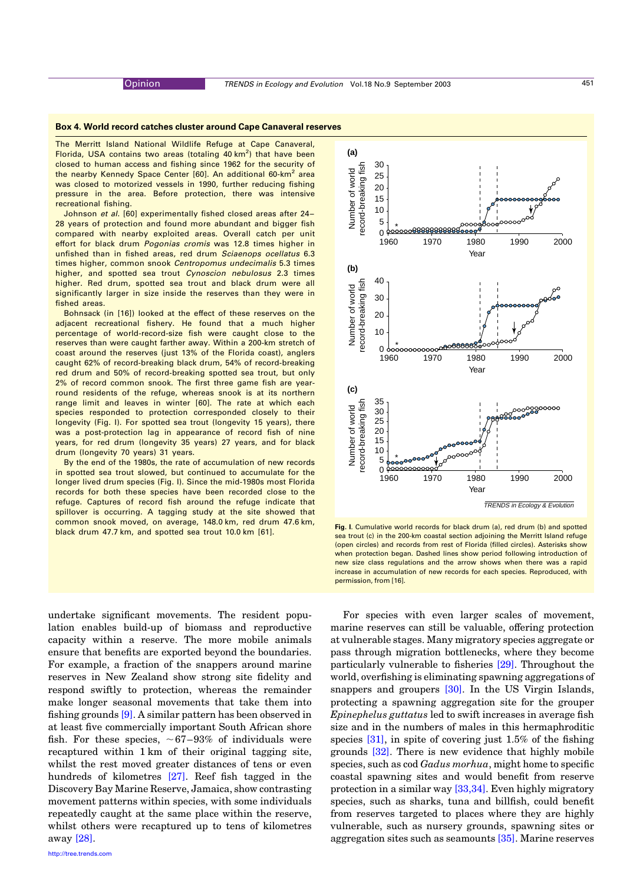### Box 4. World record catches cluster around Cape Canaveral reserves

The Merritt Island National Wildlife Refuge at Cape Canaveral, Florida, USA contains two areas (totaling 40 $km^2$) that have been closed to human access and fishing since 1962 for the security of the nearby Kennedy Space Center [60]. An additional 60-$km^2$ area was closed to motorized vessels in 1990, further reducing fishing pressure in the area. Before protection, there was intensive recreational fishing.

Johnson *et al.* [60] experimentally fished closed areas after 24–28 years of protection and found more abundant and bigger fish compared with nearby exploited areas. Overall catch per unit effort for black drum *Pogonias cromis* was 12.8 times higher in unfished than in fished areas, red drum *Sciaenops ocellatus* 6.3 times higher, common snook *Centropomus undecimalis* 5.3 times higher, and spotted sea trout *Cynoscion nebulosus* 2.3 times higher. Red drum, spotted sea trout and black drum were all significantly larger in size inside the reserves than they were in fished areas.

Bohnsack (in [16]) looked at the effect of these reserves on the adjacent recreational fishery. He found that a much higher percentage of world-record-size fish were caught close to the reserves than were caught farther away. Within a 200-km stretch of coast around the reserves (just 13% of the Florida coast), anglers caught 62% of record-breaking black drum, 54% of record-breaking red drum and 50% of record-breaking spotted sea trout, but only 2% of record common snook. The first three game fish are year-round residents of the refuge, whereas snook is at its northern range limit and leaves in winter [60]. The rate at which each species responded to protection corresponded closely to their longevity (Fig. I). For spotted sea trout (longevity 15 years), there was a post-protection lag in appearance of record fish of nine years, for red drum (longevity 35 years) 27 years, and for black drum (longevity 70 years) 31 years.

By the end of the 1980s, the rate of accumulation of new records in spotted sea trout slowed, but continued to accumulate for the longer lived drum species (Fig. I). Since the mid-1980s most Florida records for both these species have been recorded close to the refuge. Captures of record fish around the refuge indicate that spillover is occurring. A tagging study at the site showed that common snook moved, on average, 148.0 km, red drum 47.6 km, black drum 47.7 km, and spotted sea trout 10.0 km [61].

**Fig. I.** Cumulative world records for black drum (a), red drum (b) and spotted sea trout (c) in the 200-km coastal section adjoining the Merritt Island refuge (open circles) and records from rest of Florida (filled circles). Asterisks show when protection began. Dashed lines show period following introduction of new size class regulations and the arrow shows when there was a rapid increase in accumulation of new records for each species. Reproduced, with permission, from [16].

undertake significant movements. The resident population enables build-up of biomass and reproductive capacity within a reserve. The more mobile animals ensure that benefits are exported beyond the boundaries. For example, a fraction of the snappers around marine reserves in New Zealand show strong site fidelity and respond swiftly to protection, whereas the remainder make longer seasonal movements that take them into fishing grounds [9]. A similar pattern has been observed in at least five commercially important South African shore fish. For these species, ~67–93% of individuals were recaptured within 1 km of their original tagging site, whilst the rest moved greater distances of tens or even hundreds of kilometres [27]. Reef fish tagged in the Discovery Bay Marine Reserve, Jamaica, show contrasting movement patterns within species, with some individuals repeatedly caught at the same place within the reserve, whilst others were recaptured up to tens of kilometres away [28].

For species with even larger scales of movement, marine reserves can still be valuable, offering protection at vulnerable stages. Many migratory species aggregate or pass through migration bottlenecks, where they become particularly vulnerable to fisheries [29]. Throughout the world, overfishing is eliminating spawning aggregations of snappers and groupers [30]. In the US Virgin Islands, protecting a spawning aggregation site for the grouper *Epinephelus guttatus* led to swift increases in average fish size and in the numbers of males in this hermaphroditic species [31], in spite of covering just 1.5% of the fishing grounds [32]. There is new evidence that highly mobile species, such as cod *Gadus morhua*, might home to specific coastal spawning sites and would benefit from reserve protection in a similar way [33,34]. Even highly migratory species, such as sharks, tuna and billfish, could benefit from reserves targeted to places where they are highly vulnerable, such as nursery grounds, spawning sites or aggregation sites such as seamounts [35]. Marine reserves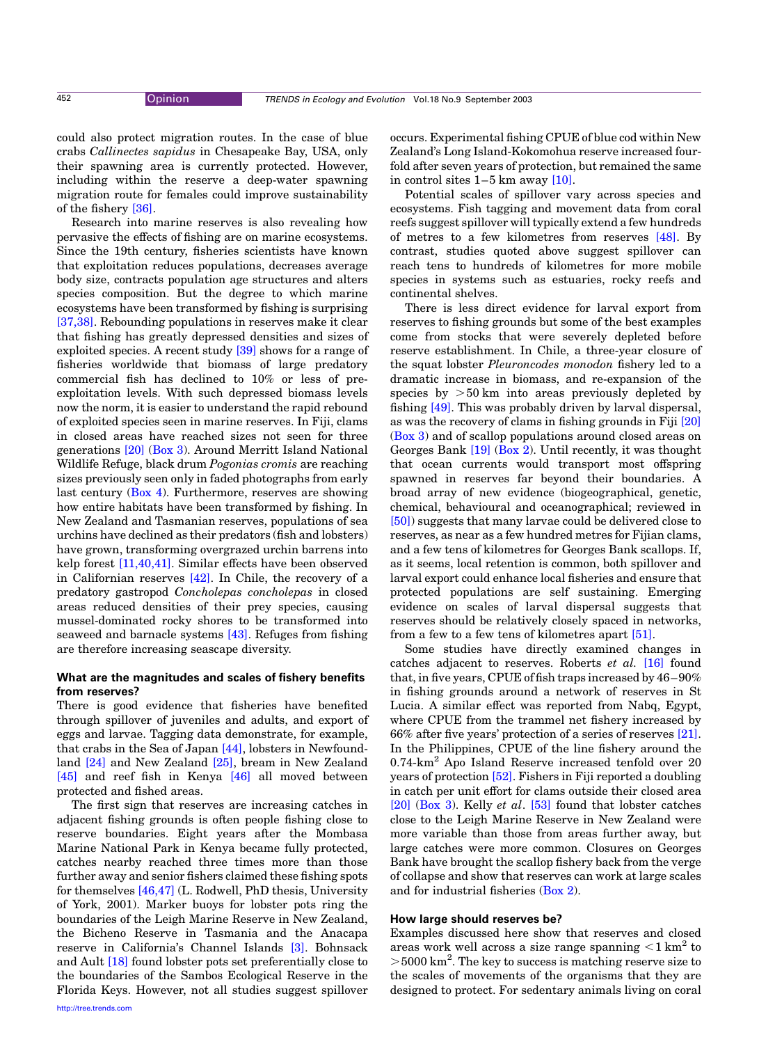could also protect migration routes. In the case of blue crabs *Callinectes sapidus* in Chesapeake Bay, USA, only their spawning area is currently protected. However, including within the reserve a deep-water spawning migration route for females could improve sustainability of the fishery [36].

Research into marine reserves is also revealing how pervasive the effects of fishing are on marine ecosystems. Since the 19th century, fisheries scientists have known that exploitation reduces populations, decreases average body size, contracts population age structures and alters species composition. But the degree to which marine ecosystems have been transformed by fishing is surprising [37,38]. Rebounding populations in reserves make it clear that fishing has greatly depressed densities and sizes of exploited species. A recent study [39] shows for a range of fisheries worldwide that biomass of large predatory commercial fish has declined to 10% or less of pre-exploitation levels. With such depressed biomass levels now the norm, it is easier to understand the rapid rebound of exploited species seen in marine reserves. In Fiji, clams in closed areas have reached sizes not seen for three generations [20] (Box 3). Around Merritt Island National Wildlife Refuge, black drum *Pogonias cromis* are reaching sizes previously seen only in faded photographs from early last century (Box 4). Furthermore, reserves are showing how entire habitats have been transformed by fishing. In New Zealand and Tasmanian reserves, populations of sea urchins have declined as their predators (fish and lobsters) have grown, transforming overgrazed urchin barrens into kelp forest [11,40,41]. Similar effects have been observed in Californian reserves [42]. In Chile, the recovery of a predatory gastropod *Concholepas concholepas* in closed areas reduced densities of their prey species, causing mussel-dominated rocky shores to be transformed into seaweed and barnacle systems [43]. Refuges from fishing are therefore increasing seascape diversity.

### What are the magnitudes and scales of fishery benefits from reserves?

There is good evidence that fisheries have benefited through spillover of juveniles and adults, and export of eggs and larvae. Tagging data demonstrate, for example, that crabs in the Sea of Japan [44], lobsters in Newfoundland [24] and New Zealand [25], bream in New Zealand [45] and reef fish in Kenya [46] all moved between protected and fished areas.

The first sign that reserves are increasing catches in adjacent fishing grounds is often people fishing close to reserve boundaries. Eight years after the Mombasa Marine National Park in Kenya became fully protected, catches nearby reached three times more than those further away and senior fishers claimed these fishing spots for themselves [46,47] (L. Rodwell, PhD thesis, University of York, 2001). Marker buoys for lobster pots ring the boundaries of the Leigh Marine Reserve in New Zealand, the Bicheno Reserve in Tasmania and the Anacapa reserve in California's Channel Islands [3]. Bohnsack and Ault [18] found lobster pots set preferentially close to the boundaries of the Sambos Ecological Reserve in the Florida Keys. However, not all studies suggest spillover occurs. Experimental fishing CPUE of blue cod within New Zealand's Long Island-Kokomohua reserve increased fourfold after seven years of protection, but remained the same in control sites 1–5 km away [10].

Potential scales of spillover vary across species and ecosystems. Fish tagging and movement data from coral reefs suggest spillover will typically extend a few hundreds of metres to a few kilometres from reserves [48]. By contrast, studies quoted above suggest spillover can reach tens to hundreds of kilometres for more mobile species in systems such as estuaries, rocky reefs and continental shelves.

There is less direct evidence for larval export from reserves to fishing grounds but some of the best examples come from stocks that were severely depleted before reserve establishment. In Chile, a three-year closure of the squat lobster *Pleuroncodes monodon* fishery led to a dramatic increase in biomass, and re-expansion of the species by $>50$ km into areas previously depleted by fishing [49]. This was probably driven by larval dispersal, as was the recovery of clams in fishing grounds in Fiji [20] (Box 3) and of scallop populations around closed areas on Georges Bank [19] (Box 2). Until recently, it was thought that ocean currents would transport most offspring spawned in reserves far beyond their boundaries. A broad array of new evidence (biogeographical, genetic, chemical, behavioural and oceanographical; reviewed in [50]) suggests that many larvae could be delivered close to reserves, as near as a few hundred metres for Fijian clams, and a few tens of kilometres for Georges Bank scallops. If, as it seems, local retention is common, both spillover and larval export could enhance local fisheries and ensure that protected populations are self sustaining. Emerging evidence on scales of larval dispersal suggests that reserves should be relatively closely spaced in networks, from a few to a few tens of kilometres apart [51].

Some studies have directly examined changes in catches adjacent to reserves. Roberts *et al.* [16] found that, in five years, CPUE of fish traps increased by 46–90% in fishing grounds around a network of reserves in St Lucia. A similar effect was reported from Nabq, Egypt, where CPUE from the trammel net fishery increased by 66% after five years' protection of a series of reserves [21]. In the Philippines, CPUE of the line fishery around the 0.74-$km^2$ Apo Island Reserve increased tenfold over 20 years of protection [52]. Fishers in Fiji reported a doubling in catch per unit effort for clams outside their closed area [20] (Box 3). Kelly *et al.* [53] found that lobster catches close to the Leigh Marine Reserve in New Zealand were more variable than those from areas further away, but large catches were more common. Closures on Georges Bank have brought the scallop fishery back from the verge of collapse and show that reserves can work at large scales and for industrial fisheries (Box 2).

### How large should reserves be?

Examples discussed here show that reserves and closed areas work well across a size range spanning $<1$ $km^2$ to $>5000$ $km^2$. The key to success is matching reserve size to the scales of movements of the organisms that they are designed to protect. For sedentary animals living on coral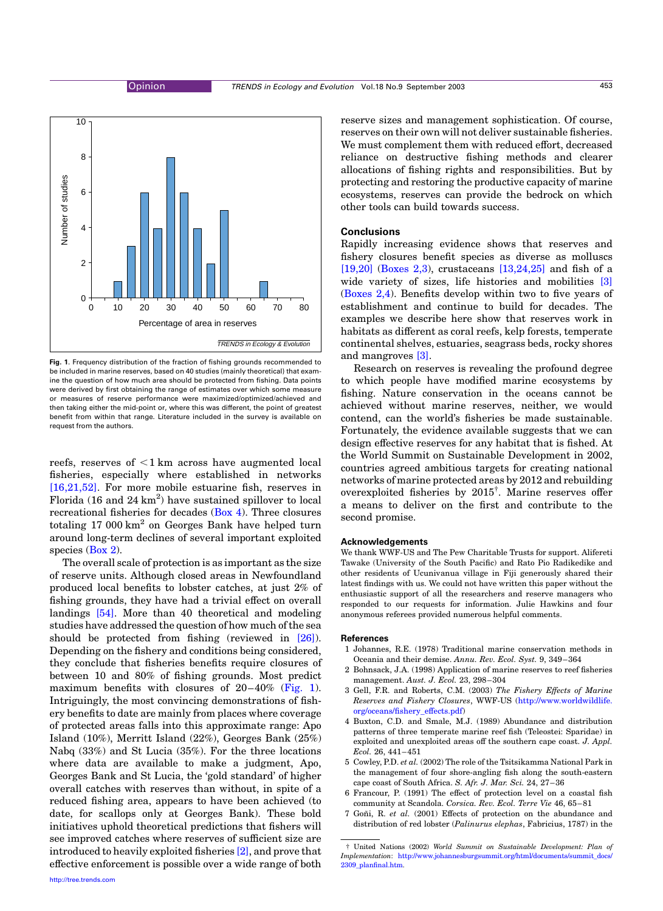Fig. 1. Frequency distribution of the fraction of fishing grounds recommended to be included in marine reserves, based on 40 studies (mainly theoretical) that examine the question of how much area should be protected from fishing. Data points were derived by first obtaining the range of estimates over which some measure or measures of reserve performance were maximized/optimized/achieved and then taking either the mid-point or, where this was different, the point of greatest benefit from within that range. Literature included in the survey is available on request from the authors.

reefs, reserves of <1 km across have augmented local fisheries, especially where established in networks [16,21,52]. For more mobile estuarine fish, reserves in Florida (16 and 24 $km^2$) have sustained spillover to local recreational fisheries for decades (Box 4). Three closures totaling 17 000 $km^2$ on Georges Bank have helped turn around long-term declines of several important exploited species (Box 2).

The overall scale of protection is as important as the size of reserve units. Although closed areas in Newfoundland produced local benefits to lobster catches, at just 2% of fishing grounds, they have had a trivial effect on overall landings [54]. More than 40 theoretical and modeling studies have addressed the question of how much of the sea should be protected from fishing (reviewed in [26]). Depending on the fishery and conditions being considered, they conclude that fisheries benefits require closures of between 10 and 80% of fishing grounds. Most predict maximum benefits with closures of 20–40% (Fig. 1). Intriguingly, the most convincing demonstrations of fishery benefits to date are mainly from places where coverage of protected areas falls into this approximate range: Apo Island (10%), Merritt Island (22%), Georges Bank (25%) Nabq (33%) and St Lucia (35%). For the three locations where data are available to make a judgment, Apo, Georges Bank and St Lucia, the 'gold standard' of higher overall catches with reserves than without, in spite of a reduced fishing area, appears to have been achieved (to date, for scallops only at Georges Bank). These bold initiatives uphold theoretical predictions that fishers will see improved catches where reserves of sufficient size are introduced to heavily exploited fisheries [2], and prove that effective enforcement is possible over a wide range of both reserve sizes and management sophistication. Of course, reserves on their own will not deliver sustainable fisheries. We must complement them with reduced effort, decreased reliance on destructive fishing methods and clearer allocations of fishing rights and responsibilities. But by protecting and restoring the productive capacity of marine ecosystems, reserves can provide the bedrock on which other tools can build towards success.

## Conclusions

Rapidly increasing evidence shows that reserves and fishery closures benefit species as diverse as molluscs [19,20] (Boxes 2,3), crustaceans [13,24,25] and fish of a wide variety of sizes, life histories and mobilities [3] (Boxes 2,4). Benefits develop within two to five years of establishment and continue to build for decades. The examples we describe here show that reserves work in habitats as different as coral reefs, kelp forests, temperate continental shelves, estuaries, seagrass beds, rocky shores and mangroves [3].

Research on reserves is revealing the profound degree to which people have modified marine ecosystems by fishing. Nature conservation in the oceans cannot be achieved without marine reserves, neither, we would contend, can the world's fisheries be made sustainable. Fortunately, the evidence available suggests that we can design effective reserves for any habitat that is fished. At the World Summit on Sustainable Development in 2002, countries agreed ambitious targets for creating national networks of marine protected areas by 2012 and rebuilding overexploited fisheries by 2015†. Marine reserves offer a means to deliver on the first and contribute to the second promise.

## Acknowledgements

We thank WWF-US and The Pew Charitable Trusts for support. Alifereti Tawake (University of the South Pacific) and Rato Pio Radikedike and other residents of Ucunivanua village in Fiji generously shared their latest findings with us. We could not have written this paper without the enthusiastic support of all the researchers and reserve managers who responded to our requests for information. Julie Hawkins and four anonymous referees provided numerous helpful comments.

## References

1 Johannes, R.E. (1978) Traditional marine conservation methods in Oceania and their demise. *Annu. Rev. Ecol. Syst.* 9, 349–364

2 Bohnsack, J.A. (1998) Application of marine reserves to reef fisheries management. *Aust. J. Ecol.* 23, 298–304

3 Gell, F.R. and Roberts, C.M. (2003) *The Fishery Effects of Marine Reserves and Fishery Closures*, WWF-US (http://www.worldwildlife.org/oceans/fishery_effects.pdf)

4 Buxton, C.D. and Smale, M.J. (1989) Abundance and distribution patterns of three temperate marine reef fish (Teleostei: Sparidae) in exploited and unexploited areas off the southern cape coast. *J. Appl. Ecol.* 26, 441–451

5 Cowley, P.D. *et al.* (2002) The role of the Tsitsikamma National Park in the management of four shore-angling fish along the south-eastern cape coast of South Africa. *S. Afr. J. Mar. Sci.* 24, 27–36

6 Francour, P. (1991) The effect of protection level on a coastal fish community at Scandola. *Corsica. Rev. Ecol. Terre Vie* 46, 65–81

7 Goñi, R. *et al.* (2001) Effects of protection on the abundance and distribution of red lobster (*Palinurus elephas*, Fabricius, 1787) in the

† United Nations (2002) *World Summit on Sustainable Development: Plan of Implementation*: http://www.johannesburgsummit.org/html/documents/summit_docs/2309_planfinal.htm.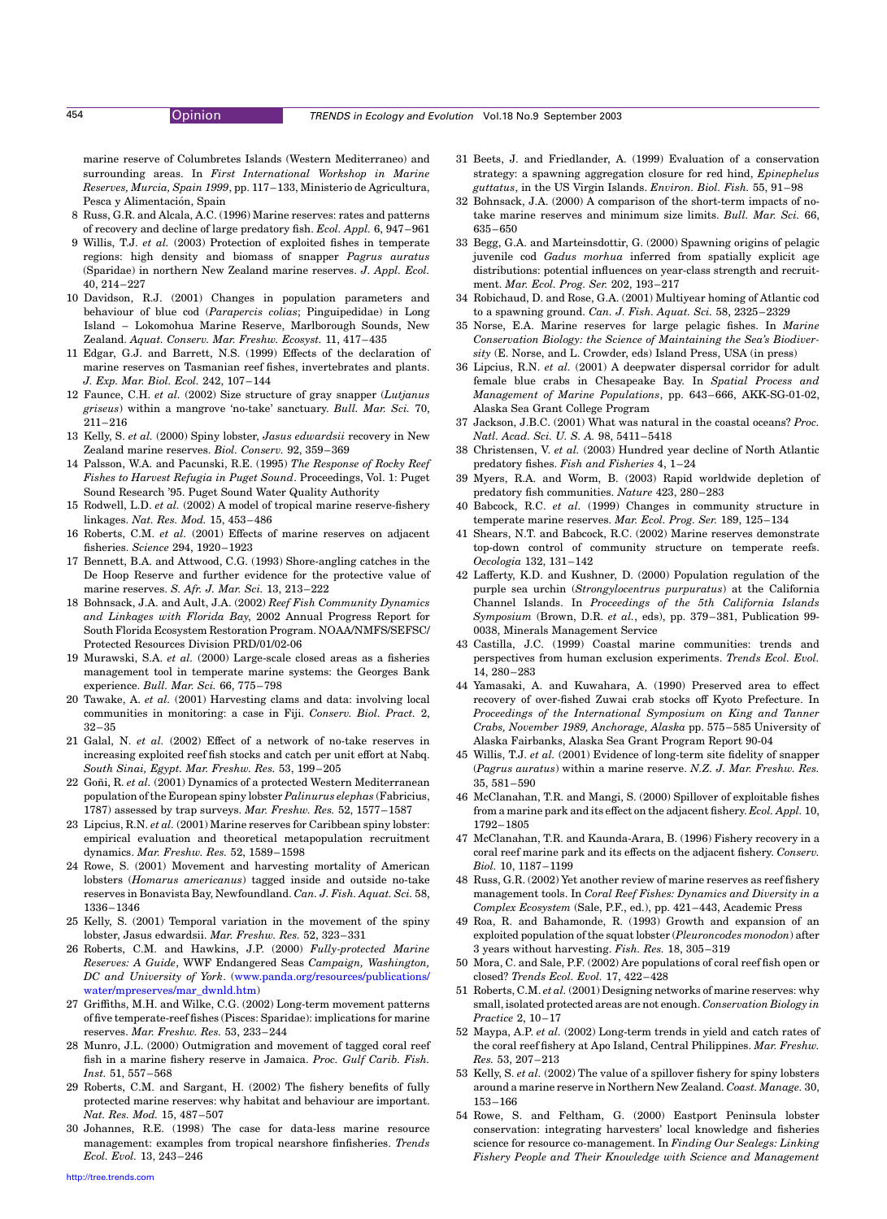marine reserve of Columbretes Islands (Western Mediterraneo) and surrounding areas. In *First International Workshop in Marine Reserves, Murcia, Spain 1999*, pp. 117–133, Ministerio de Agricultura, Pesca y Alimentación, Spain

8 Russ, G.R. and Alcala, A.C. (1996) Marine reserves: rates and patterns of recovery and decline of large predatory fish. *Ecol. Appl.* 6, 947–961

9 Willis, T.J. *et al.* (2003) Protection of exploited fishes in temperate regions: high density and biomass of snapper *Pagrus auratus* (Sparidae) in northern New Zealand marine reserves. *J. Appl. Ecol.* 40, 214–227

10 Davidson, R.J. (2001) Changes in population parameters and behaviour of blue cod (*Parapercis colias*; Pinguipedidae) in Long Island – Lokomohua Marine Reserve, Marlborough Sounds, New Zealand. *Aquat. Conserv. Mar. Freshw. Ecosyst.* 11, 417–435

11 Edgar, G.J. and Barrett, N.S. (1999) Effects of the declaration of marine reserves on Tasmanian reef fishes, invertebrates and plants. *J. Exp. Mar. Biol. Ecol.* 242, 107–144

12 Faunce, C.H. *et al.* (2002) Size structure of gray snapper (*Lutjanus griseus*) within a mangrove 'no-take' sanctuary. *Bull. Mar. Sci.* 70, 211–216

13 Kelly, S. *et al.* (2000) Spiny lobster, *Jasus edwardsii* recovery in New Zealand marine reserves. *Biol. Conserv.* 92, 359–369

14 Palsson, W.A. and Pacunski, R.E. (1995) *The Response of Rocky Reef Fishes to Harvest Refugia in Puget Sound*. Proceedings, Vol. 1: Puget Sound Research '95. Puget Sound Water Quality Authority

15 Rodwell, L.D. *et al.* (2002) A model of tropical marine reserve-fishery linkages. *Nat. Res. Mod.* 15, 453–486

16 Roberts, C.M. *et al.* (2001) Effects of marine reserves on adjacent fisheries. *Science* 294, 1920–1923

17 Bennett, B.A. and Attwood, C.G. (1993) Shore-angling catches in the De Hoop Reserve and further evidence for the protective value of marine reserves. *S. Afr. J. Mar. Sci.* 13, 213–222

18 Bohnsack, J.A. and Ault, J.A. (2002) *Reef Fish Community Dynamics and Linkages with Florida Bay*, 2002 Annual Progress Report for South Florida Ecosystem Restoration Program. NOAA/NMFS/SEFSC/ Protected Resources Division PRD/01/02-06

19 Murawski, S.A. *et al.* (2000) Large-scale closed areas as a fisheries management tool in temperate marine systems: the Georges Bank experience. *Bull. Mar. Sci.* 66, 775–798

20 Tawake, A. *et al.* (2001) Harvesting clams and data: involving local communities in monitoring: a case in Fiji. *Conserv. Biol. Pract.* 2, 32–35

21 Galal, N. *et al.* (2002) Effect of a network of no-take reserves in increasing exploited reef fish stocks and catch per unit effort at Nabq. *South Sinai, Egypt. Mar. Freshw. Res.* 53, 199–205

22 Goñi, R. *et al.* (2001) Dynamics of a protected Western Mediterranean population of the European spiny lobster *Palinurus elephas* (Fabricius, 1787) assessed by trap surveys. *Mar. Freshw. Res.* 52, 1577–1587

23 Lipcius, R.N. *et al.* (2001) Marine reserves for Caribbean spiny lobster: empirical evaluation and theoretical metapopulation recruitment dynamics. *Mar. Freshw. Res.* 52, 1589–1598

24 Rowe, S. (2001) Movement and harvesting mortality of American lobsters (*Homarus americanus*) tagged inside and outside no-take reserves in Bonavista Bay, Newfoundland. *Can. J. Fish. Aquat. Sci.* 58, 1336–1346

25 Kelly, S. (2001) Temporal variation in the movement of the spiny lobster, Jasus edwardsii. *Mar. Freshw. Res.* 52, 323–331

26 Roberts, C.M. and Hawkins, J.P. (2000) *Fully-protected Marine Reserves: A Guide*, WWF Endangered Seas *Campaign, Washington, DC and University of York*. (www.panda.org/resources/publications/water/mpreserves/mar_dwnld.htm)

27 Griffiths, M.H. and Wilke, C.G. (2002) Long-term movement patterns of five temperate-reef fishes (Pisces: Sparidae): implications for marine reserves. *Mar. Freshw. Res.* 53, 233–244

28 Munro, J.L. (2000) Outmigration and movement of tagged coral reef fish in a marine fishery reserve in Jamaica. *Proc. Gulf Carib. Fish. Inst.* 51, 557–568

29 Roberts, C.M. and Sargant, H. (2002) The fishery benefits of fully protected marine reserves: why habitat and behaviour are important. *Nat. Res. Mod.* 15, 487–507

30 Johannes, R.E. (1998) The case for data-less marine resource management: examples from tropical nearshore finfisheries. *Trends Ecol. Evol.* 13, 243–246

31 Beets, J. and Friedlander, A. (1999) Evaluation of a conservation strategy: a spawning aggregation closure for red hind, *Epinephelus guttatus*, in the US Virgin Islands. *Environ. Biol. Fish.* 55, 91–98

32 Bohnsack, J.A. (2000) A comparison of the short-term impacts of no-take marine reserves and minimum size limits. *Bull. Mar. Sci.* 66, 635–650

33 Begg, G.A. and Marteinsdottir, G. (2000) Spawning origins of pelagic juvenile cod *Gadus morhua* inferred from spatially explicit age distributions: potential influences on year-class strength and recruitment. *Mar. Ecol. Prog. Ser.* 202, 193–217

34 Robichaud, D. and Rose, G.A. (2001) Multiyear homing of Atlantic cod to a spawning ground. *Can. J. Fish. Aquat. Sci.* 58, 2325–2329

35 Norse, E.A. Marine reserves for large pelagic fishes. In *Marine Conservation Biology: the Science of Maintaining the Sea's Biodiversity* (E. Norse, and L. Crowder, eds) Island Press, USA (in press)

36 Lipcius, R.N. *et al.* (2001) A deepwater dispersal corridor for adult female blue crabs in Chesapeake Bay. In *Spatial Process and Management of Marine Populations*, pp. 643–666, AKK-SG-01-02, Alaska Sea Grant College Program

37 Jackson, J.B.C. (2001) What was natural in the coastal oceans? *Proc. Natl. Acad. Sci. U. S. A.* 98, 5411–5418

38 Christensen, V. *et al.* (2003) Hundred year decline of North Atlantic predatory fishes. *Fish and Fisheries* 4, 1–24

39 Myers, R.A. and Worm, B. (2003) Rapid worldwide depletion of predatory fish communities. *Nature* 423, 280–283

40 Babcock, R.C. *et al.* (1999) Changes in community structure in temperate marine reserves. *Mar. Ecol. Prog. Ser.* 189, 125–134

41 Shears, N.T. and Babcock, R.C. (2002) Marine reserves demonstrate top-down control of community structure on temperate reefs. *Oecologia* 132, 131–142

42 Lafferty, K.D. and Kushner, D. (2000) Population regulation of the purple sea urchin (*Strongylocentrus purpuratus*) at the California Channel Islands. In *Proceedings of the 5th California Islands Symposium* (Brown, D.R. *et al.*, eds), pp. 379–381, Publication 99-0038, Minerals Management Service

43 Castilla, J.C. (1999) Coastal marine communities: trends and perspectives from human exclusion experiments. *Trends Ecol. Evol.* 14, 280–283

44 Yamasaki, A. and Kuwahara, A. (1990) Preserved area to effect recovery of over-fished Zuwai crab stocks off Kyoto Prefecture. In *Proceedings of the International Symposium on King and Tanner Crabs, November 1989, Anchorage, Alaska* pp. 575–585 University of Alaska Fairbanks, Alaska Sea Grant Program Report 90-04

45 Willis, T.J. *et al.* (2001) Evidence of long-term site fidelity of snapper (*Pagrus auratus*) within a marine reserve. *N.Z. J. Mar. Freshw. Res.* 35, 581–590

46 McClanahan, T.R. and Mangi, S. (2000) Spillover of exploitable fishes from a marine park and its effect on the adjacent fishery. *Ecol. Appl.* 10, 1792–1805

47 McClanahan, T.R. and Kaunda-Arara, B. (1996) Fishery recovery in a coral reef marine park and its effects on the adjacent fishery. *Conserv. Biol.* 10, 1187–1199

48 Russ, G.R. (2002) Yet another review of marine reserves as reef fishery management tools. In *Coral Reef Fishes: Dynamics and Diversity in a Complex Ecosystem* (Sale, P.F., ed.), pp. 421–443, Academic Press

49 Roa, R. and Bahamonde, R. (1993) Growth and expansion of an exploited population of the squat lobster (*Pleuroncodes monodon*) after 3 years without harvesting. *Fish. Res.* 18, 305–319

50 Mora, C. and Sale, P.F. (2002) Are populations of coral reef fish open or closed? *Trends Ecol. Evol.* 17, 422–428

51 Roberts, C.M. *et al.* (2001) Designing networks of marine reserves: why small, isolated protected areas are not enough. *Conservation Biology in Practice* 2, 10–17

52 Maypa, A.P. *et al.* (2002) Long-term trends in yield and catch rates of the coral reef fishery at Apo Island, Central Philippines. *Mar. Freshw. Res.* 53, 207–213

53 Kelly, S. *et al.* (2002) The value of a spillover fishery for spiny lobsters around a marine reserve in Northern New Zealand. *Coast. Manage.* 30, 153–166

54 Rowe, S. and Feltham, G. (2000) Eastport Peninsula lobster conservation: integrating harvesters' local knowledge and fisheries science for resource co-management. In *Finding Our Sealegs: Linking Fishery People and Their Knowledge with Science and Management*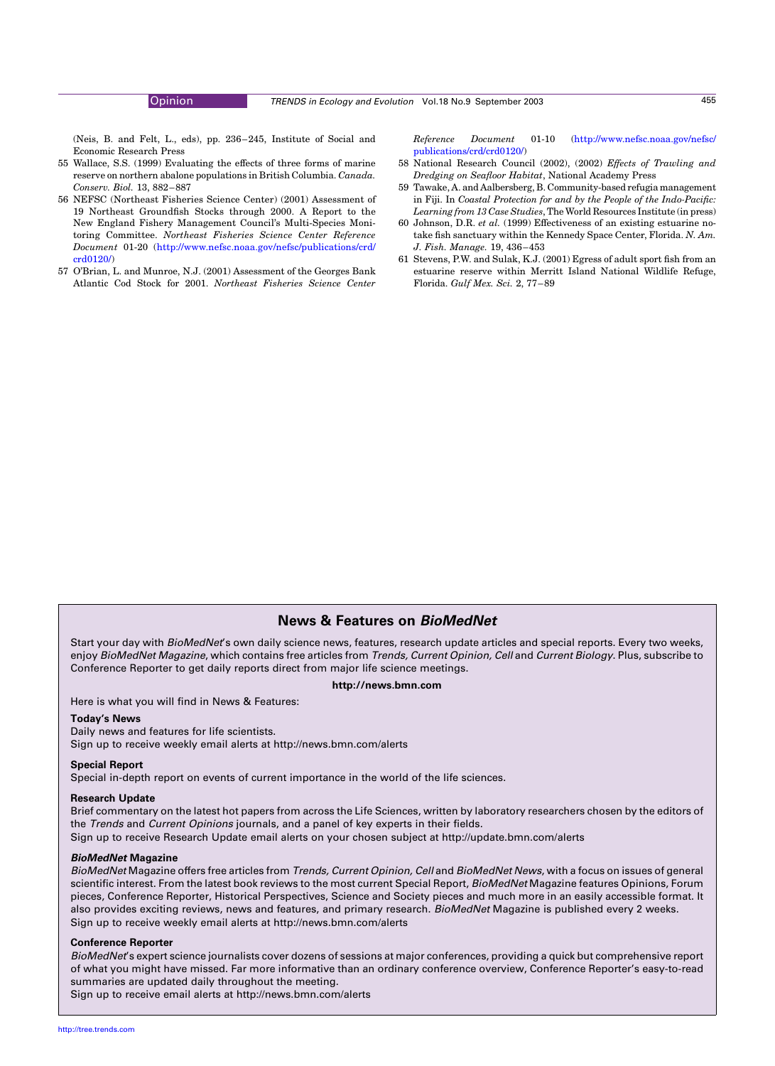(Neis, B. and Felt, L., eds), pp. 236–245, Institute of Social and Economic Research Press

55 Wallace, S.S. (1999) Evaluating the effects of three forms of marine reserve on northern abalone populations in British Columbia. *Canada. Conserv. Biol.* 13, 882–887

56 NEFSC (Northeast Fisheries Science Center) (2001) Assessment of 19 Northeast Groundfish Stocks through 2000. A Report to the New England Fishery Management Council's Multi-Species Monitoring Committee. *Northeast Fisheries Science Center Reference Document* 01-20 (http://www.nefsc.noaa.gov/nefsc/publications/crd/crd0120/)

57 O'Brian, L. and Munroe, N.J. (2001) Assessment of the Georges Bank Atlantic Cod Stock for 2001. *Northeast Fisheries Science Center Reference Document* 01-10 (http://www.nefsc.noaa.gov/nefsc/publications/crd/crd0120/)

58 National Research Council (2002), (2002) *Effects of Trawling and Dredging on Seafloor Habitat*, National Academy Press

59 Tawake, A. and Aalbersberg, B. Community-based refugia management in Fiji. In *Coastal Protection for and by the People of the Indo-Pacific: Learning from 13 Case Studies*, The World Resources Institute (in press)

60 Johnson, D.R. *et al.* (1999) Effectiveness of an existing estuarine no-take fish sanctuary within the Kennedy Space Center, Florida. *N. Am. J. Fish. Manage.* 19, 436–453

61 Stevens, P.W. and Sulak, K.J. (2001) Egress of adult sport fish from an estuarine reserve within Merritt Island National Wildlife Refuge, Florida. *Gulf Mex. Sci.* 2, 77–89

## News & Features on *BioMedNet*

Start your day with *BioMedNet*'s own daily science news, features, research update articles and special reports. Every two weeks, enjoy *BioMedNet Magazine*, which contains free articles from *Trends, Current Opinion, Cell* and *Current Biology*. Plus, subscribe to Conference Reporter to get daily reports direct from major life science meetings.

**http://news.bmn.com**

Here is what you will find in News & Features:

**Today's News**

Daily news and features for life scientists.
Sign up to receive weekly email alerts at http://news.bmn.com/alerts

**Special Report**

Special in-depth report on events of current importance in the world of the life sciences.

**Research Update**

Brief commentary on the latest hot papers from across the Life Sciences, written by laboratory researchers chosen by the editors of the *Trends* and *Current Opinions* journals, and a panel of key experts in their fields.
Sign up to receive Research Update email alerts on your chosen subject at http://update.bmn.com/alerts

***BioMedNet* Magazine**

*BioMedNet* Magazine offers free articles from *Trends, Current Opinion, Cell* and *BioMedNet News*, with a focus on issues of general scientific interest. From the latest book reviews to the most current Special Report, *BioMedNet* Magazine features Opinions, Forum pieces, Conference Reporter, Historical Perspectives, Science and Society pieces and much more in an easily accessible format. It also provides exciting reviews, news and features, and primary research. *BioMedNet* Magazine is published every 2 weeks.
Sign up to receive weekly email alerts at http://news.bmn.com/alerts

**Conference Reporter**

*BioMedNet*'s expert science journalists cover dozens of sessions at major conferences, providing a quick but comprehensive report of what you might have missed. Far more informative than an ordinary conference overview, Conference Reporter's easy-to-read summaries are updated daily throughout the meeting.
Sign up to receive email alerts at http://news.bmn.com/alerts